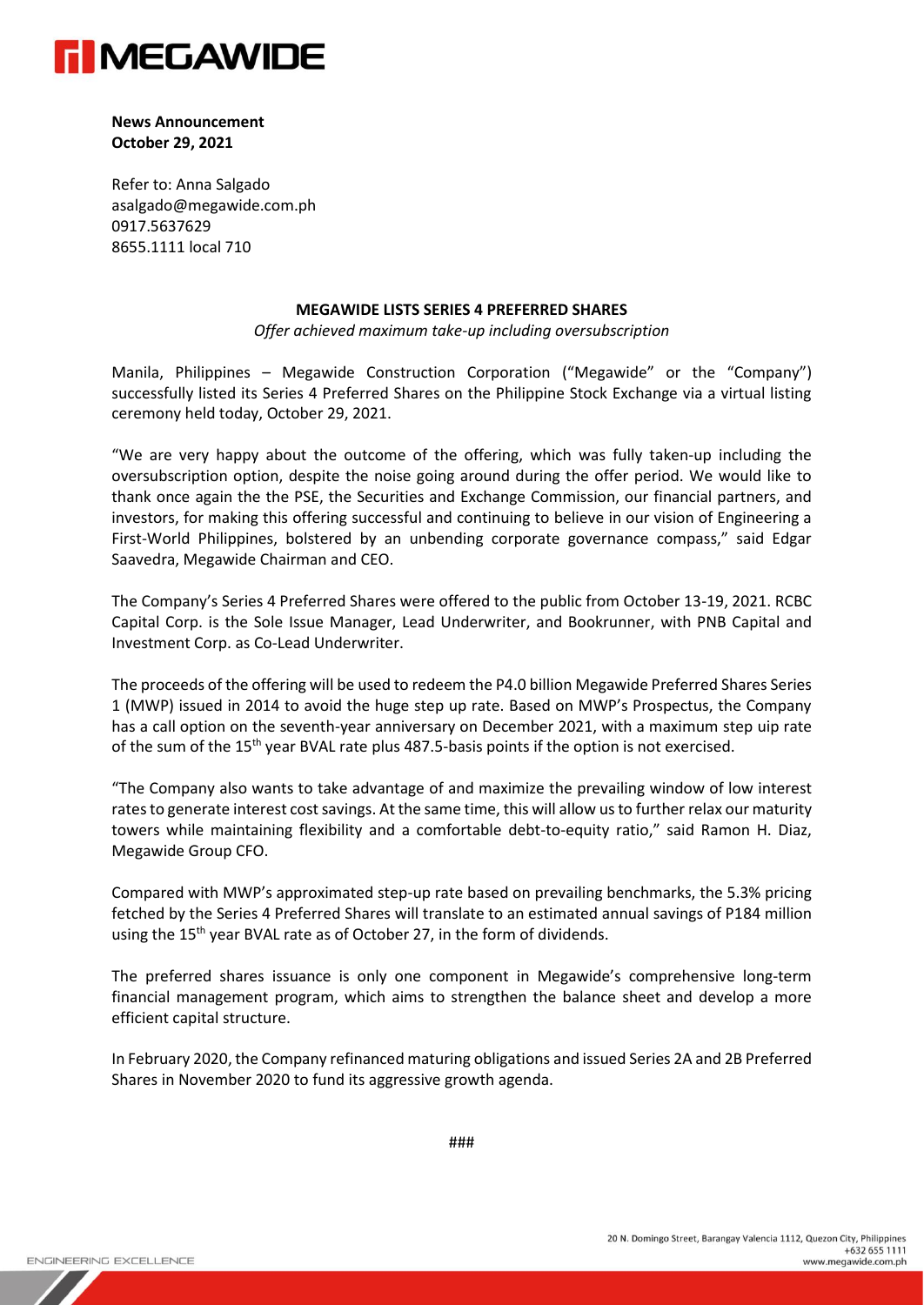**News Announcement**
**October 29, 2021**

Refer to: Anna Salgado
asalgado@megawide.com.ph
0917.5637629
8655.1111 local 710

## MEGAWIDE LISTS SERIES 4 PREFERRED SHARES

*Offer achieved maximum take-up including oversubscription*

Manila, Philippines – Megawide Construction Corporation ("Megawide" or the "Company") successfully listed its Series 4 Preferred Shares on the Philippine Stock Exchange via a virtual listing ceremony held today, October 29, 2021.

"We are very happy about the outcome of the offering, which was fully taken-up including the oversubscription option, despite the noise going around during the offer period. We would like to thank once again the the PSE, the Securities and Exchange Commission, our financial partners, and investors, for making this offering successful and continuing to believe in our vision of Engineering a First-World Philippines, bolstered by an unbending corporate governance compass," said Edgar Saavedra, Megawide Chairman and CEO.

The Company's Series 4 Preferred Shares were offered to the public from October 13-19, 2021. RCBC Capital Corp. is the Sole Issue Manager, Lead Underwriter, and Bookrunner, with PNB Capital and Investment Corp. as Co-Lead Underwriter.

The proceeds of the offering will be used to redeem the P4.0 billion Megawide Preferred Shares Series 1 (MWP) issued in 2014 to avoid the huge step up rate. Based on MWP's Prospectus, the Company has a call option on the seventh-year anniversary on December 2021, with a maximum step uip rate of the sum of the 15th year BVAL rate plus 487.5-basis points if the option is not exercised.

"The Company also wants to take advantage of and maximize the prevailing window of low interest rates to generate interest cost savings. At the same time, this will allow us to further relax our maturity towers while maintaining flexibility and a comfortable debt-to-equity ratio," said Ramon H. Diaz, Megawide Group CFO.

Compared with MWP's approximated step-up rate based on prevailing benchmarks, the 5.3% pricing fetched by the Series 4 Preferred Shares will translate to an estimated annual savings of P184 million using the 15th year BVAL rate as of October 27, in the form of dividends.

The preferred shares issuance is only one component in Megawide's comprehensive long-term financial management program, which aims to strengthen the balance sheet and develop a more efficient capital structure.

In February 2020, the Company refinanced maturing obligations and issued Series 2A and 2B Preferred Shares in November 2020 to fund its aggressive growth agenda.

###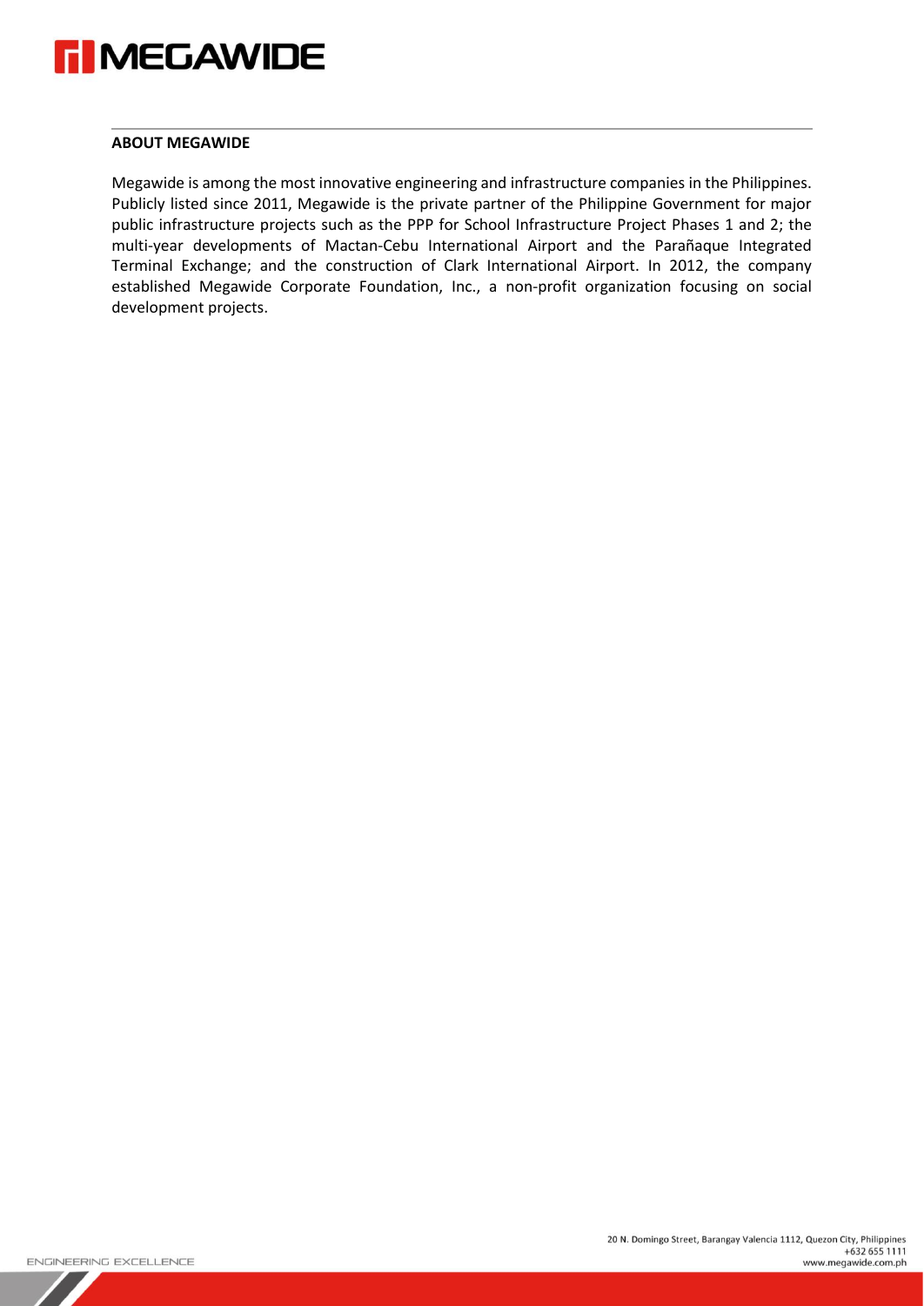**ABOUT MEGAWIDE**

Megawide is among the most innovative engineering and infrastructure companies in the Philippines. Publicly listed since 2011, Megawide is the private partner of the Philippine Government for major public infrastructure projects such as the PPP for School Infrastructure Project Phases 1 and 2; the multi-year developments of Mactan-Cebu International Airport and the Parañaque Integrated Terminal Exchange; and the construction of Clark International Airport. In 2012, the company established Megawide Corporate Foundation, Inc., a non-profit organization focusing on social development projects.